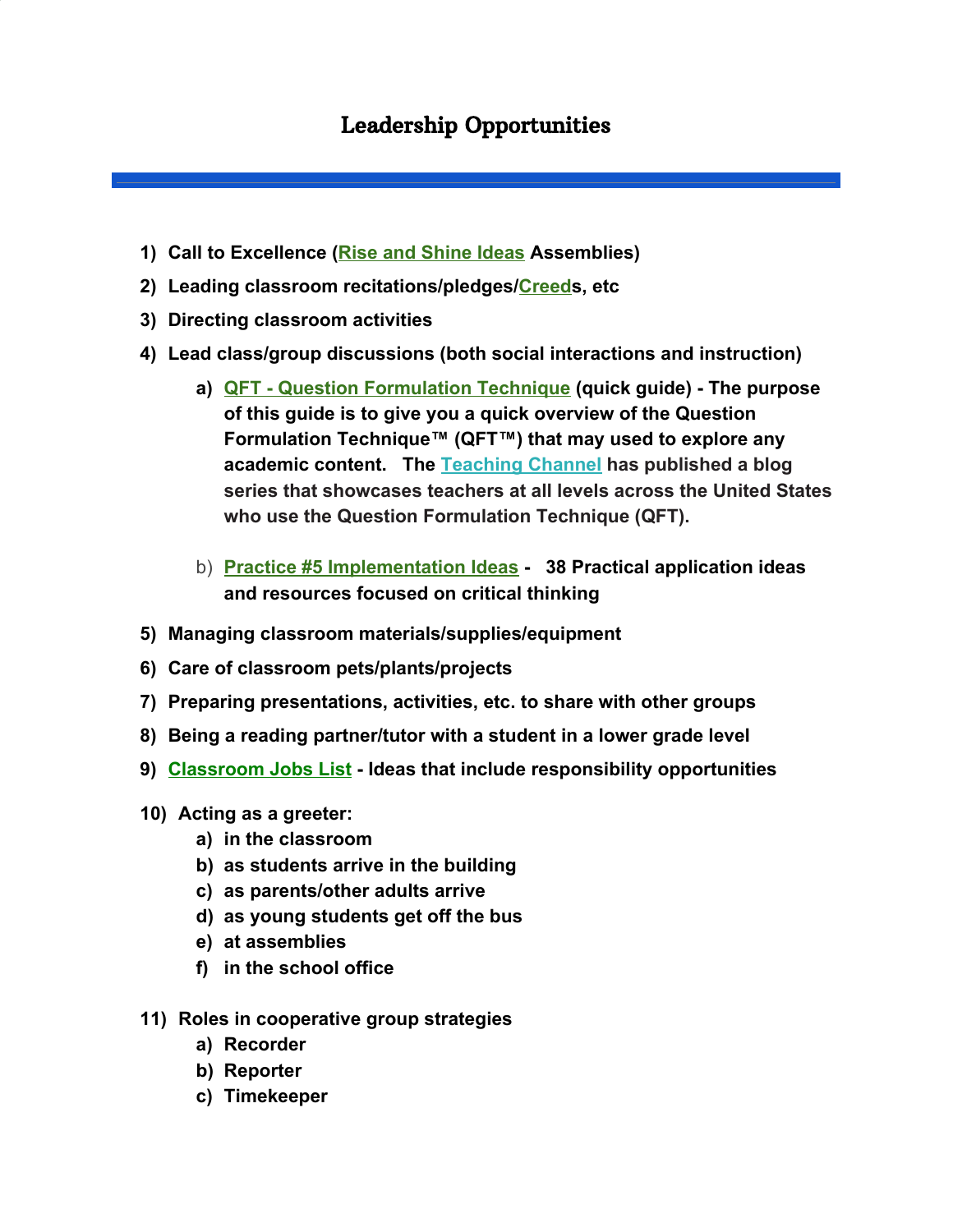# Leadership Opportunities

1) **Call to Excellence (Rise and Shine Ideas Assemblies)**
2) **Leading classroom recitations/pledges/Creeds, etc**
3) **Directing classroom activities**
4) **Lead class/group discussions (both social interactions and instruction)**
   a) **QFT - Question Formulation Technique (quick guide) - The purpose of this guide is to give you a quick overview of the Question Formulation Technique™ (QFT™) that may used to explore any academic content. The Teaching Channel has published a blog series that showcases teachers at all levels across the United States who use the Question Formulation Technique (QFT).**

   b) **Practice #5 Implementation Ideas - 38 Practical application ideas and resources focused on critical thinking**
5) **Managing classroom materials/supplies/equipment**
6) **Care of classroom pets/plants/projects**
7) **Preparing presentations, activities, etc. to share with other groups**
8) **Being a reading partner/tutor with a student in a lower grade level**
9) **Classroom Jobs List - Ideas that include responsibility opportunities**
10) **Acting as a greeter:**
    a) **in the classroom**
    b) **as students arrive in the building**
    c) **as parents/other adults arrive**
    d) **as young students get off the bus**
    e) **at assemblies**
    f) **in the school office**
11) **Roles in cooperative group strategies**
    a) **Recorder**
    b) **Reporter**
    c) **Timekeeper**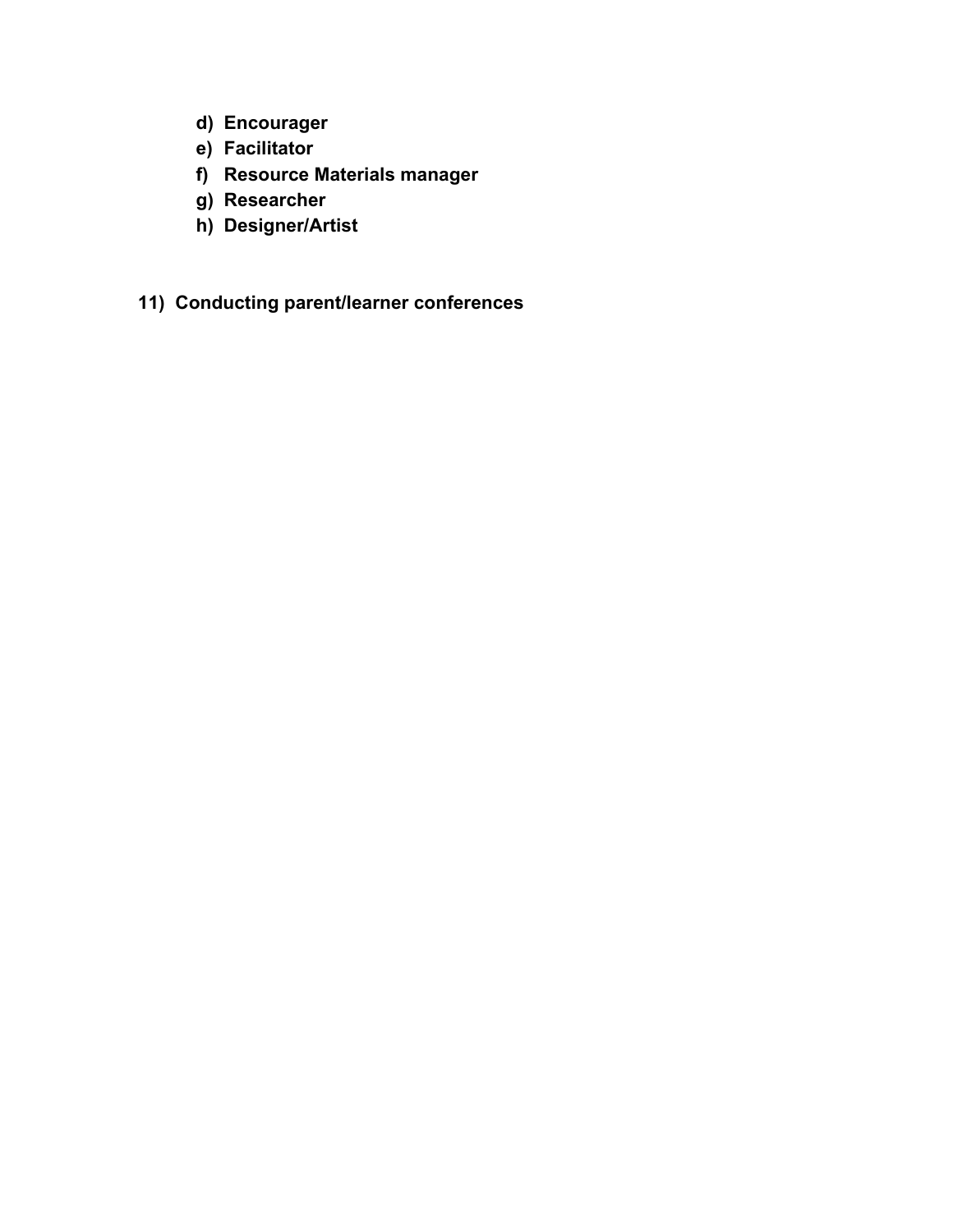- **d) Encourager**
- **e) Facilitator**
- **f) Resource Materials manager**
- **g) Researcher**
- **h) Designer/Artist**

**11) Conducting parent/learner conferences**